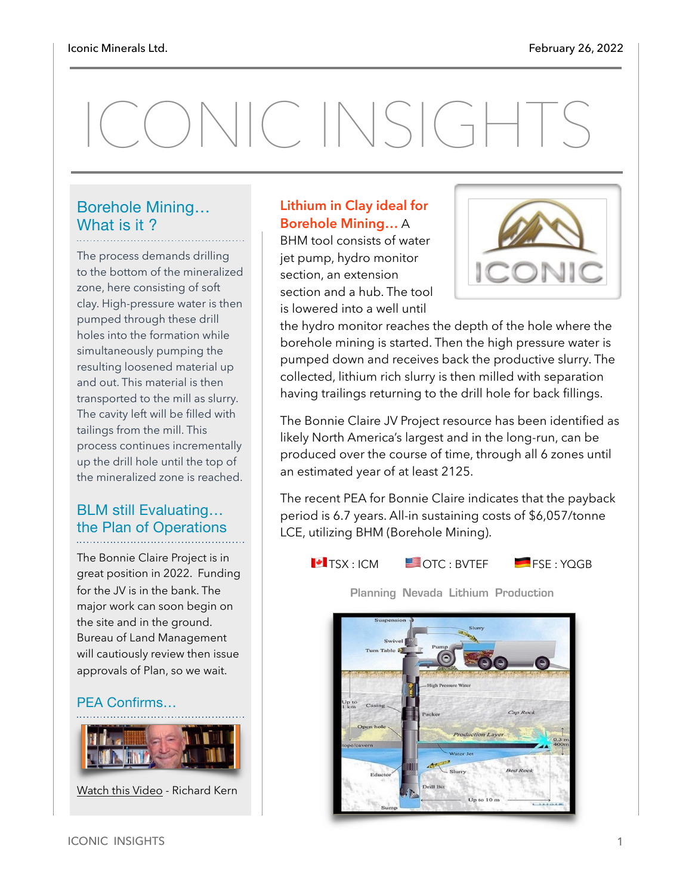# ICONIC INSIGHTS

## Borehole Mining… What is it ?

The process demands drilling to the bottom of the mineralized zone, here consisting of soft clay. High-pressure water is then pumped through these drill holes into the formation while simultaneously pumping the resulting loosened material up and out. This material is then transported to the mill as slurry. The cavity left will be filled with tailings from the mill. This process continues incrementally up the drill hole until the top of the mineralized zone is reached.

## BLM still Evaluating… the Plan of Operations

The Bonnie Claire Project is in great position in 2022. Funding for the JV is in the bank. The major work can soon begin on the site and in the ground. Bureau of Land Management will cautiously review then issue approvals of Plan, so we wait.

## PEA Confirms…

Watch this Video - Richard Kern

**Lithium in Clay ideal for Borehole Mining…** A BHM tool consists of water jet pump, hydro monitor section, an extension section and a hub. The tool is lowered into a well until the hydro monitor reaches the depth of the hole where the borehole mining is started. Then the high pressure water is pumped down and receives back the productive slurry. The collected, lithium rich slurry is then milled with separation having trailings returning to the drill hole for back fillings.

The Bonnie Claire JV Project resource has been identified as likely North America's largest and in the long-run, can be produced over the course of time, through all 6 zones until an estimated year of at least 2125.

The recent PEA for Bonnie Claire indicates that the payback period is 6.7 years. All-in sustaining costs of $6,057/tonne LCE, utilizing BHM (Borehole Mining).

TSX : ICM   OTC : BVTEF   FSE : YQGB

Planning Nevada Lithium Production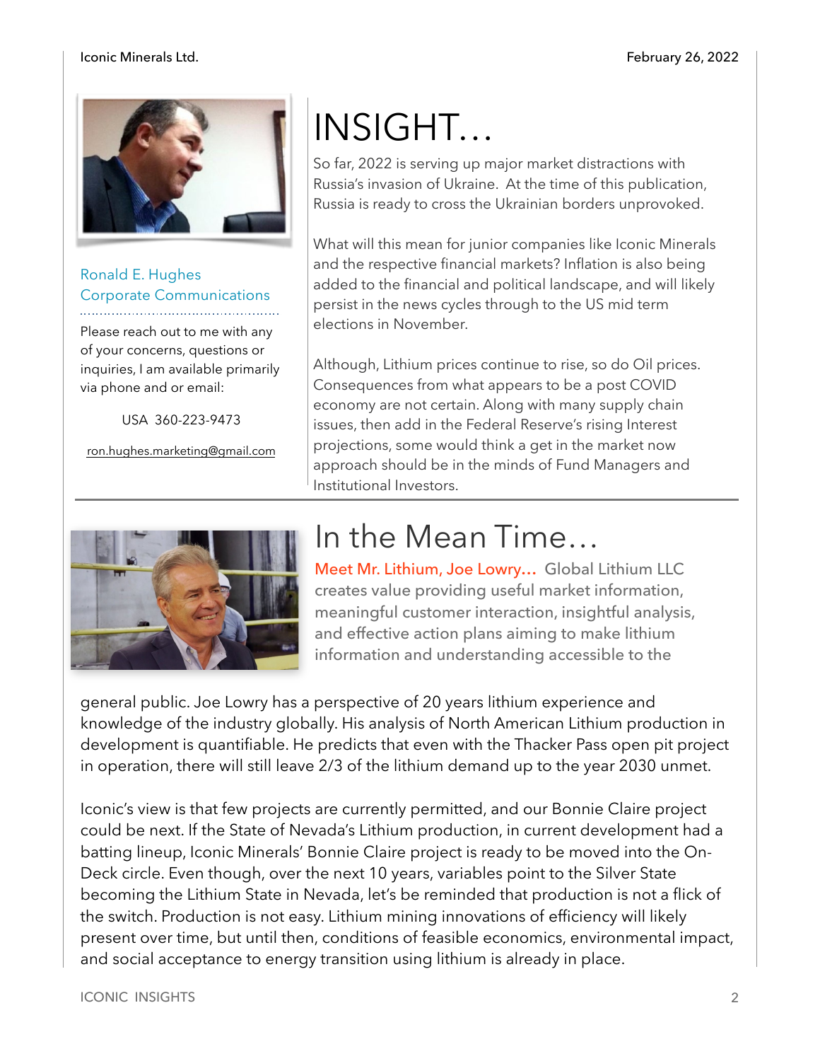Ronald E. Hughes
Corporate Communications

Please reach out to me with any of your concerns, questions or inquiries, I am available primarily via phone and or email:

USA 360-223-9473

ron.hughes.marketing@gmail.com

# INSIGHT…

So far, 2022 is serving up major market distractions with Russia's invasion of Ukraine. At the time of this publication, Russia is ready to cross the Ukrainian borders unprovoked.

What will this mean for junior companies like Iconic Minerals and the respective financial markets? Inflation is also being added to the financial and political landscape, and will likely persist in the news cycles through to the US mid term elections in November.

Although, Lithium prices continue to rise, so do Oil prices. Consequences from what appears to be a post COVID economy are not certain. Along with many supply chain issues, then add in the Federal Reserve's rising Interest projections, some would think a get in the market now approach should be in the minds of Fund Managers and Institutional Investors.

# In the Mean Time…

**Meet Mr. Lithium, Joe Lowry…** Global Lithium LLC creates value providing useful market information, meaningful customer interaction, insightful analysis, and effective action plans aiming to make lithium information and understanding accessible to the general public. Joe Lowry has a perspective of 20 years lithium experience and knowledge of the industry globally. His analysis of North American Lithium production in development is quantifiable. He predicts that even with the Thacker Pass open pit project in operation, there will still leave 2/3 of the lithium demand up to the year 2030 unmet.

Iconic's view is that few projects are currently permitted, and our Bonnie Claire project could be next. If the State of Nevada's Lithium production, in current development had a batting lineup, Iconic Minerals' Bonnie Claire project is ready to be moved into the On-Deck circle. Even though, over the next 10 years, variables point to the Silver State becoming the Lithium State in Nevada, let's be reminded that production is not a flick of the switch. Production is not easy. Lithium mining innovations of efficiency will likely present over time, but until then, conditions of feasible economics, environmental impact, and social acceptance to energy transition using lithium is already in place.